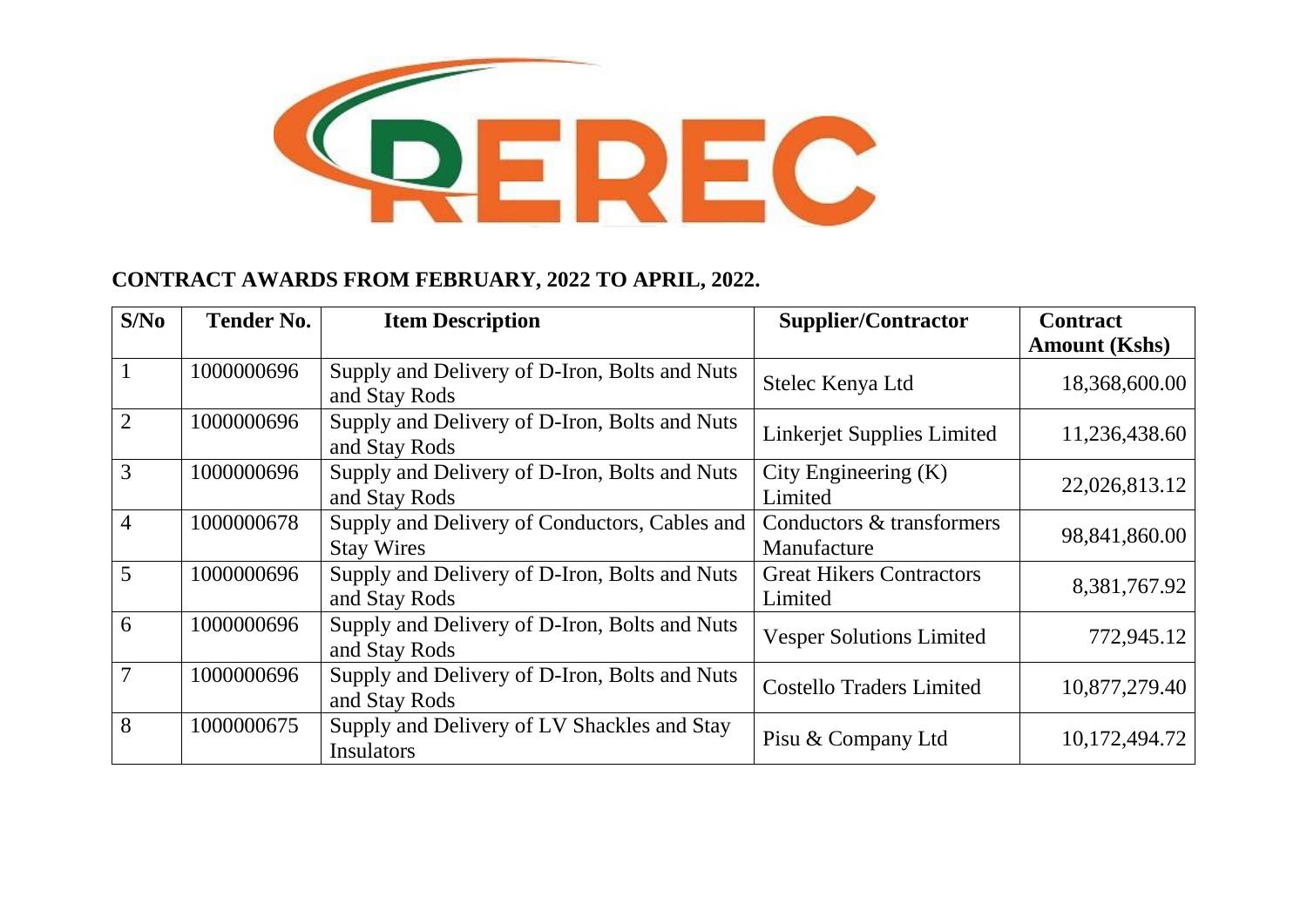REREC

## CONTRACT AWARDS FROM FEBRUARY, 2022 TO APRIL, 2022.

| S/No | Tender No. | Item Description | Supplier/Contractor | Contract Amount (Kshs) |
|---|---|---|---|---|
| 1 | 1000000696 | Supply and Delivery of D-Iron, Bolts and Nuts and Stay Rods | Stelec Kenya Ltd | 18,368,600.00 |
| 2 | 1000000696 | Supply and Delivery of D-Iron, Bolts and Nuts and Stay Rods | Linkerjet Supplies Limited | 11,236,438.60 |
| 3 | 1000000696 | Supply and Delivery of D-Iron, Bolts and Nuts and Stay Rods | City Engineering (K) Limited | 22,026,813.12 |
| 4 | 1000000678 | Supply and Delivery of Conductors, Cables and Stay Wires | Conductors & transformers Manufacture | 98,841,860.00 |
| 5 | 1000000696 | Supply and Delivery of D-Iron, Bolts and Nuts and Stay Rods | Great Hikers Contractors Limited | 8,381,767.92 |
| 6 | 1000000696 | Supply and Delivery of D-Iron, Bolts and Nuts and Stay Rods | Vesper Solutions Limited | 772,945.12 |
| 7 | 1000000696 | Supply and Delivery of D-Iron, Bolts and Nuts and Stay Rods | Costello Traders Limited | 10,877,279.40 |
| 8 | 1000000675 | Supply and Delivery of LV Shackles and Stay Insulators | Pisu & Company Ltd | 10,172,494.72 |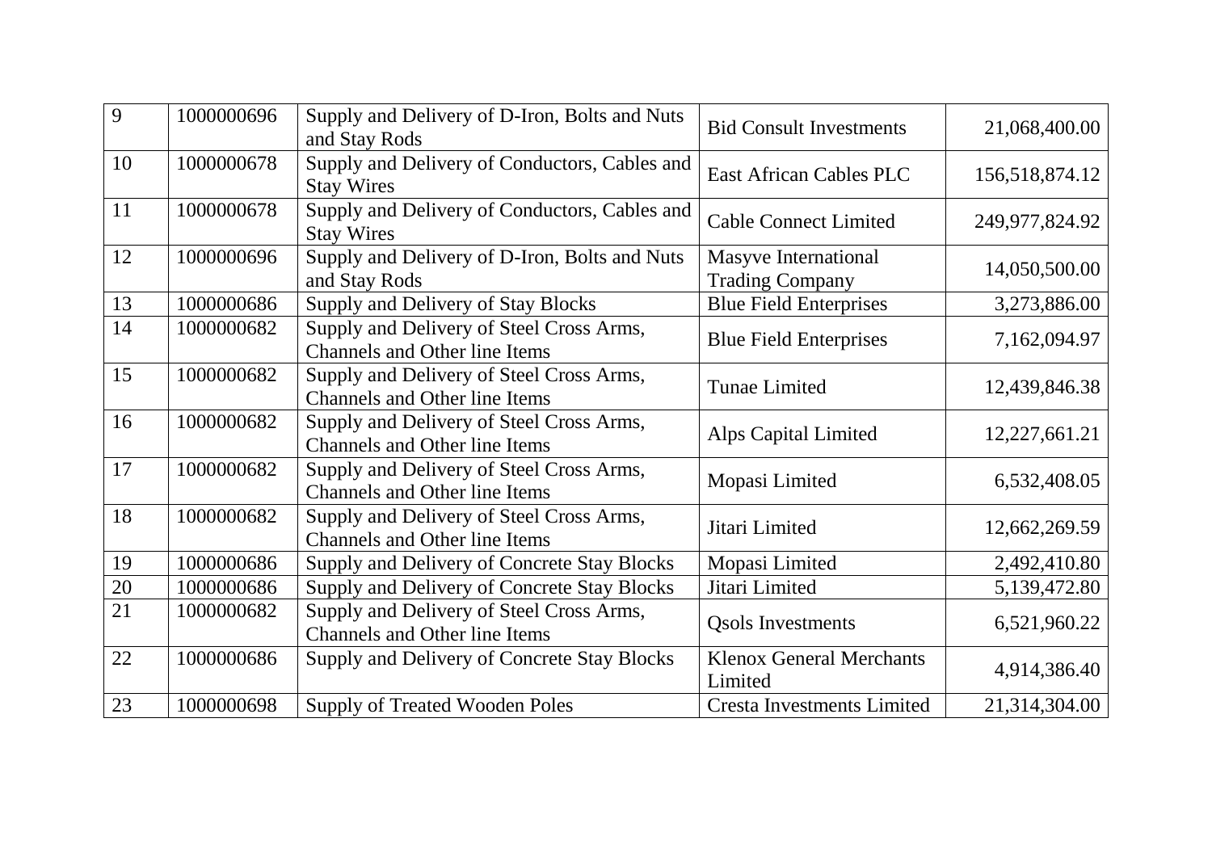| 9 | 1000000696 | Supply and Delivery of D-Iron, Bolts and Nuts and Stay Rods | Bid Consult Investments | 21,068,400.00 |
|---|---|---|---|---|
| 10 | 1000000678 | Supply and Delivery of Conductors, Cables and Stay Wires | East African Cables PLC | 156,518,874.12 |
| 11 | 1000000678 | Supply and Delivery of Conductors, Cables and Stay Wires | Cable Connect Limited | 249,977,824.92 |
| 12 | 1000000696 | Supply and Delivery of D-Iron, Bolts and Nuts and Stay Rods | Masyve International Trading Company | 14,050,500.00 |
| 13 | 1000000686 | Supply and Delivery of Stay Blocks | Blue Field Enterprises | 3,273,886.00 |
| 14 | 1000000682 | Supply and Delivery of Steel Cross Arms, Channels and Other line Items | Blue Field Enterprises | 7,162,094.97 |
| 15 | 1000000682 | Supply and Delivery of Steel Cross Arms, Channels and Other line Items | Tunae Limited | 12,439,846.38 |
| 16 | 1000000682 | Supply and Delivery of Steel Cross Arms, Channels and Other line Items | Alps Capital Limited | 12,227,661.21 |
| 17 | 1000000682 | Supply and Delivery of Steel Cross Arms, Channels and Other line Items | Mopasi Limited | 6,532,408.05 |
| 18 | 1000000682 | Supply and Delivery of Steel Cross Arms, Channels and Other line Items | Jitari Limited | 12,662,269.59 |
| 19 | 1000000686 | Supply and Delivery of Concrete Stay Blocks | Mopasi Limited | 2,492,410.80 |
| 20 | 1000000686 | Supply and Delivery of Concrete Stay Blocks | Jitari Limited | 5,139,472.80 |
| 21 | 1000000682 | Supply and Delivery of Steel Cross Arms, Channels and Other line Items | Qsols Investments | 6,521,960.22 |
| 22 | 1000000686 | Supply and Delivery of Concrete Stay Blocks | Klenox General Merchants Limited | 4,914,386.40 |
| 23 | 1000000698 | Supply of Treated Wooden Poles | Cresta Investments Limited | 21,314,304.00 |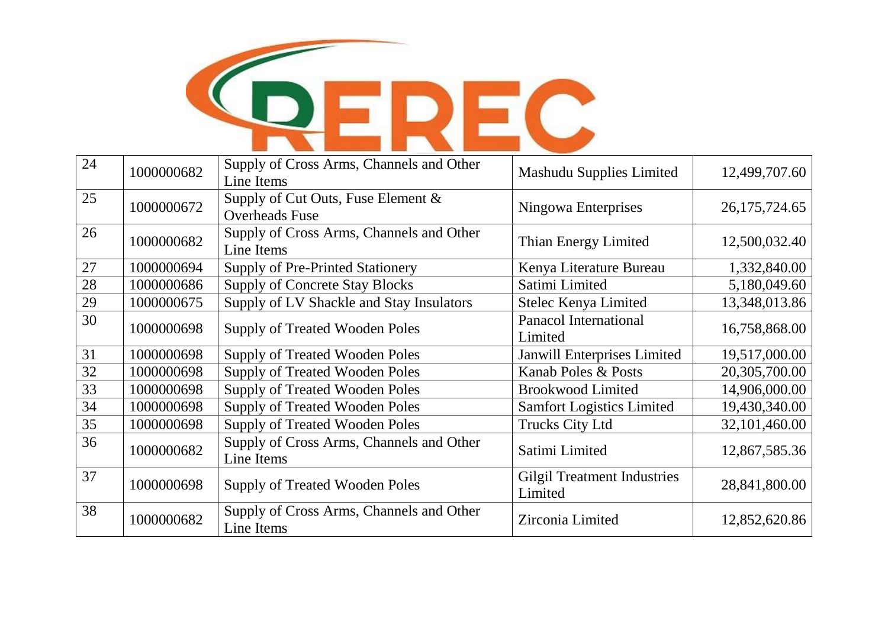| 24 | 1000000682 | Supply of Cross Arms, Channels and Other Line Items | Mashudu Supplies Limited | 12,499,707.60 |
|---|---|---|---|---|
| 25 | 1000000672 | Supply of Cut Outs, Fuse Element & Overheads Fuse | Ningowa Enterprises | 26,175,724.65 |
| 26 | 1000000682 | Supply of Cross Arms, Channels and Other Line Items | Thian Energy Limited | 12,500,032.40 |
| 27 | 1000000694 | Supply of Pre-Printed Stationery | Kenya Literature Bureau | 1,332,840.00 |
| 28 | 1000000686 | Supply of Concrete Stay Blocks | Satimi Limited | 5,180,049.60 |
| 29 | 1000000675 | Supply of LV Shackle and Stay Insulators | Stelec Kenya Limited | 13,348,013.86 |
| 30 | 1000000698 | Supply of Treated Wooden Poles | Panacol International Limited | 16,758,868.00 |
| 31 | 1000000698 | Supply of Treated Wooden Poles | Janwill Enterprises Limited | 19,517,000.00 |
| 32 | 1000000698 | Supply of Treated Wooden Poles | Kanab Poles & Posts | 20,305,700.00 |
| 33 | 1000000698 | Supply of Treated Wooden Poles | Brookwood Limited | 14,906,000.00 |
| 34 | 1000000698 | Supply of Treated Wooden Poles | Samfort Logistics Limited | 19,430,340.00 |
| 35 | 1000000698 | Supply of Treated Wooden Poles | Trucks City Ltd | 32,101,460.00 |
| 36 | 1000000682 | Supply of Cross Arms, Channels and Other Line Items | Satimi Limited | 12,867,585.36 |
| 37 | 1000000698 | Supply of Treated Wooden Poles | Gilgil Treatment Industries Limited | 28,841,800.00 |
| 38 | 1000000682 | Supply of Cross Arms, Channels and Other Line Items | Zirconia Limited | 12,852,620.86 |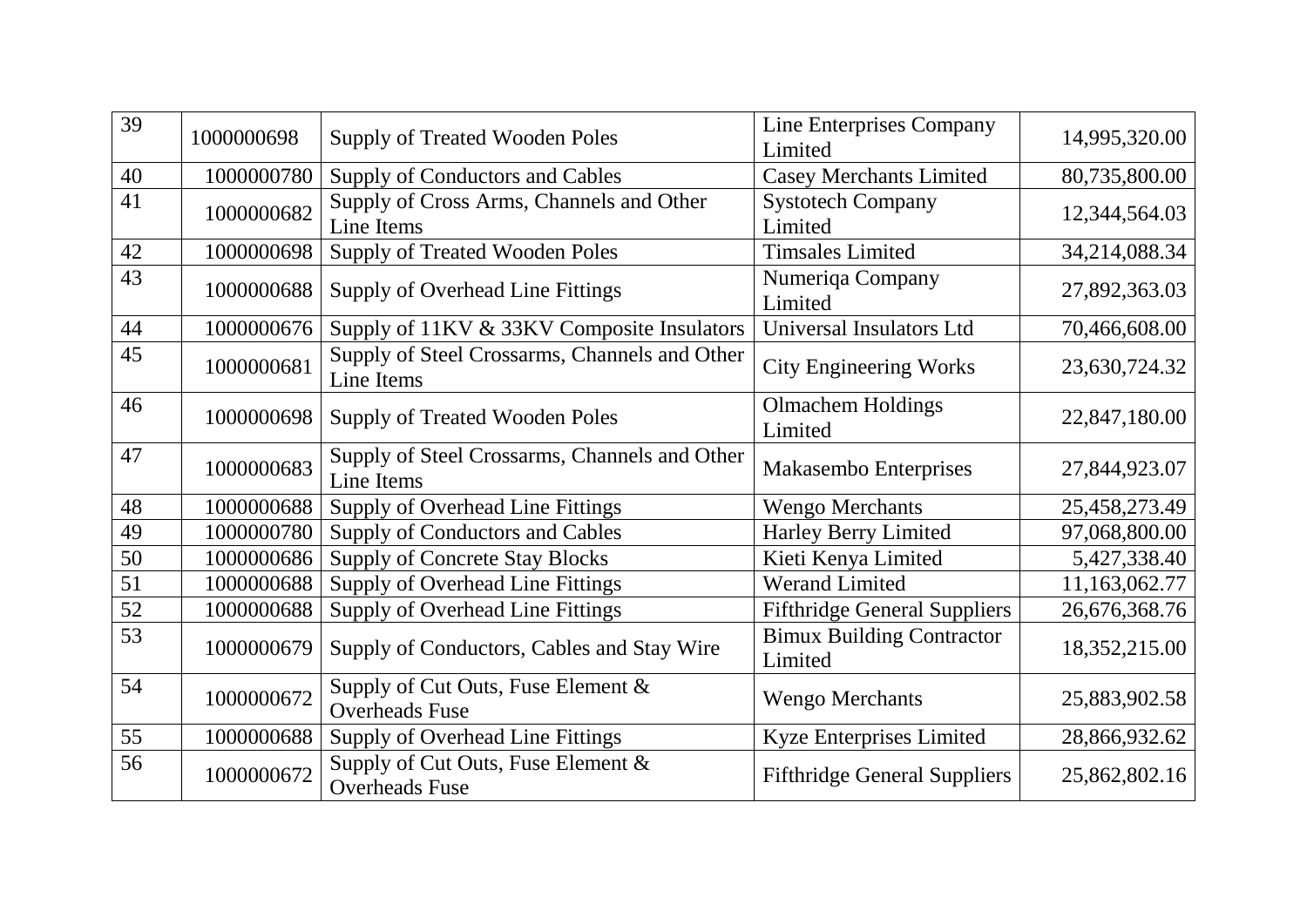| | | | | |
|---|---|---|---|---|
| 39 | 1000000698 | Supply of Treated Wooden Poles | Line Enterprises Company Limited | 14,995,320.00 |
| 40 | 1000000780 | Supply of Conductors and Cables | Casey Merchants Limited | 80,735,800.00 |
| 41 | 1000000682 | Supply of Cross Arms, Channels and Other Line Items | Systotech Company Limited | 12,344,564.03 |
| 42 | 1000000698 | Supply of Treated Wooden Poles | Timsales Limited | 34,214,088.34 |
| 43 | 1000000688 | Supply of Overhead Line Fittings | Numeriqa Company Limited | 27,892,363.03 |
| 44 | 1000000676 | Supply of 11KV & 33KV Composite Insulators | Universal Insulators Ltd | 70,466,608.00 |
| 45 | 1000000681 | Supply of Steel Crossarms, Channels and Other Line Items | City Engineering Works | 23,630,724.32 |
| 46 | 1000000698 | Supply of Treated Wooden Poles | Olmachem Holdings Limited | 22,847,180.00 |
| 47 | 1000000683 | Supply of Steel Crossarms, Channels and Other Line Items | Makasembo Enterprises | 27,844,923.07 |
| 48 | 1000000688 | Supply of Overhead Line Fittings | Wengo Merchants | 25,458,273.49 |
| 49 | 1000000780 | Supply of Conductors and Cables | Harley Berry Limited | 97,068,800.00 |
| 50 | 1000000686 | Supply of Concrete Stay Blocks | Kieti Kenya Limited | 5,427,338.40 |
| 51 | 1000000688 | Supply of Overhead Line Fittings | Werand Limited | 11,163,062.77 |
| 52 | 1000000688 | Supply of Overhead Line Fittings | Fifthridge General Suppliers | 26,676,368.76 |
| 53 | 1000000679 | Supply of Conductors, Cables and Stay Wire | Bimux Building Contractor Limited | 18,352,215.00 |
| 54 | 1000000672 | Supply of Cut Outs, Fuse Element & Overheads Fuse | Wengo Merchants | 25,883,902.58 |
| 55 | 1000000688 | Supply of Overhead Line Fittings | Kyze Enterprises Limited | 28,866,932.62 |
| 56 | 1000000672 | Supply of Cut Outs, Fuse Element & Overheads Fuse | Fifthridge General Suppliers | 25,862,802.16 |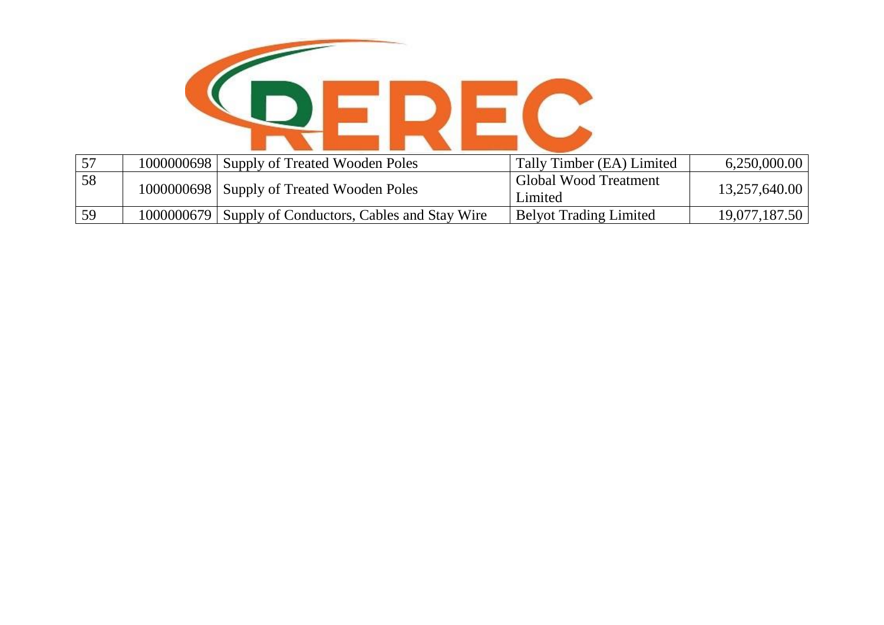| | | | | |
|---|---|---|---|---|
| 57 | 1000000698 | Supply of Treated Wooden Poles | Tally Timber (EA) Limited | 6,250,000.00 |
| 58 | 1000000698 | Supply of Treated Wooden Poles | Global Wood Treatment Limited | 13,257,640.00 |
| 59 | 1000000679 | Supply of Conductors, Cables and Stay Wire | Belyot Trading Limited | 19,077,187.50 |